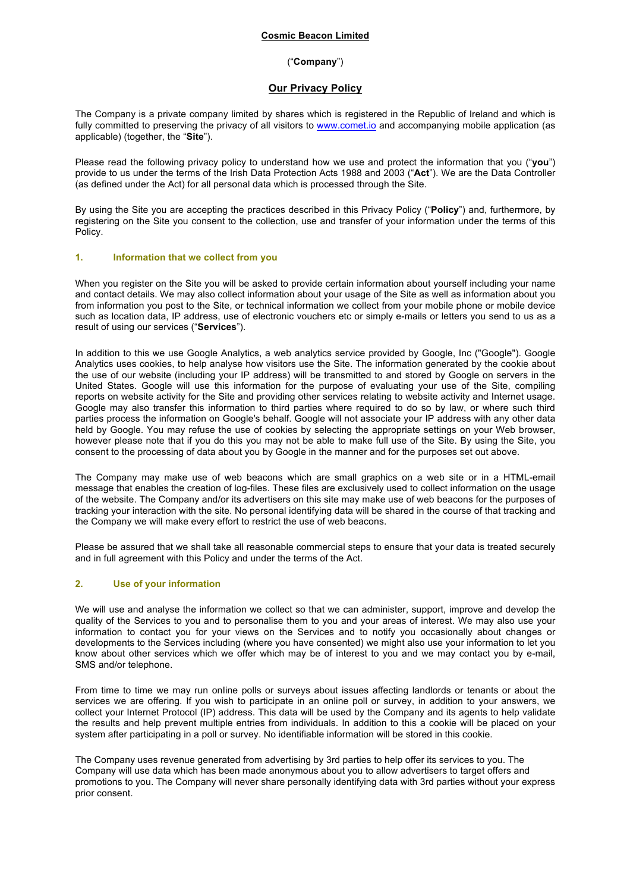**Cosmic Beacon Limited**

("**Company**")

# Our Privacy Policy

The Company is a private company limited by shares which is registered in the Republic of Ireland and which is fully committed to preserving the privacy of all visitors to www.comet.io and accompanying mobile application (as applicable) (together, the "**Site**").

Please read the following privacy policy to understand how we use and protect the information that you ("**you**") provide to us under the terms of the Irish Data Protection Acts 1988 and 2003 ("**Act**"). We are the Data Controller (as defined under the Act) for all personal data which is processed through the Site.

By using the Site you are accepting the practices described in this Privacy Policy ("**Policy**") and, furthermore, by registering on the Site you consent to the collection, use and transfer of your information under the terms of this Policy.

## 1. Information that we collect from you

When you register on the Site you will be asked to provide certain information about yourself including your name and contact details. We may also collect information about your usage of the Site as well as information about you from information you post to the Site, or technical information we collect from your mobile phone or mobile device such as location data, IP address, use of electronic vouchers etc or simply e-mails or letters you send to us as a result of using our services ("**Services**").

In addition to this we use Google Analytics, a web analytics service provided by Google, Inc ("Google"). Google Analytics uses cookies, to help analyse how visitors use the Site. The information generated by the cookie about the use of our website (including your IP address) will be transmitted to and stored by Google on servers in the United States. Google will use this information for the purpose of evaluating your use of the Site, compiling reports on website activity for the Site and providing other services relating to website activity and Internet usage. Google may also transfer this information to third parties where required to do so by law, or where such third parties process the information on Google's behalf. Google will not associate your IP address with any other data held by Google. You may refuse the use of cookies by selecting the appropriate settings on your Web browser, however please note that if you do this you may not be able to make full use of the Site. By using the Site, you consent to the processing of data about you by Google in the manner and for the purposes set out above.

The Company may make use of web beacons which are small graphics on a web site or in a HTML-email message that enables the creation of log-files. These files are exclusively used to collect information on the usage of the website. The Company and/or its advertisers on this site may make use of web beacons for the purposes of tracking your interaction with the site. No personal identifying data will be shared in the course of that tracking and the Company we will make every effort to restrict the use of web beacons.

Please be assured that we shall take all reasonable commercial steps to ensure that your data is treated securely and in full agreement with this Policy and under the terms of the Act.

## 2. Use of your information

We will use and analyse the information we collect so that we can administer, support, improve and develop the quality of the Services to you and to personalise them to you and your areas of interest. We may also use your information to contact you for your views on the Services and to notify you occasionally about changes or developments to the Services including (where you have consented) we might also use your information to let you know about other services which we offer which may be of interest to you and we may contact you by e-mail, SMS and/or telephone.

From time to time we may run online polls or surveys about issues affecting landlords or tenants or about the services we are offering. If you wish to participate in an online poll or survey, in addition to your answers, we collect your Internet Protocol (IP) address. This data will be used by the Company and its agents to help validate the results and help prevent multiple entries from individuals. In addition to this a cookie will be placed on your system after participating in a poll or survey. No identifiable information will be stored in this cookie.

The Company uses revenue generated from advertising by 3rd parties to help offer its services to you. The Company will use data which has been made anonymous about you to allow advertisers to target offers and promotions to you. The Company will never share personally identifying data with 3rd parties without your express prior consent.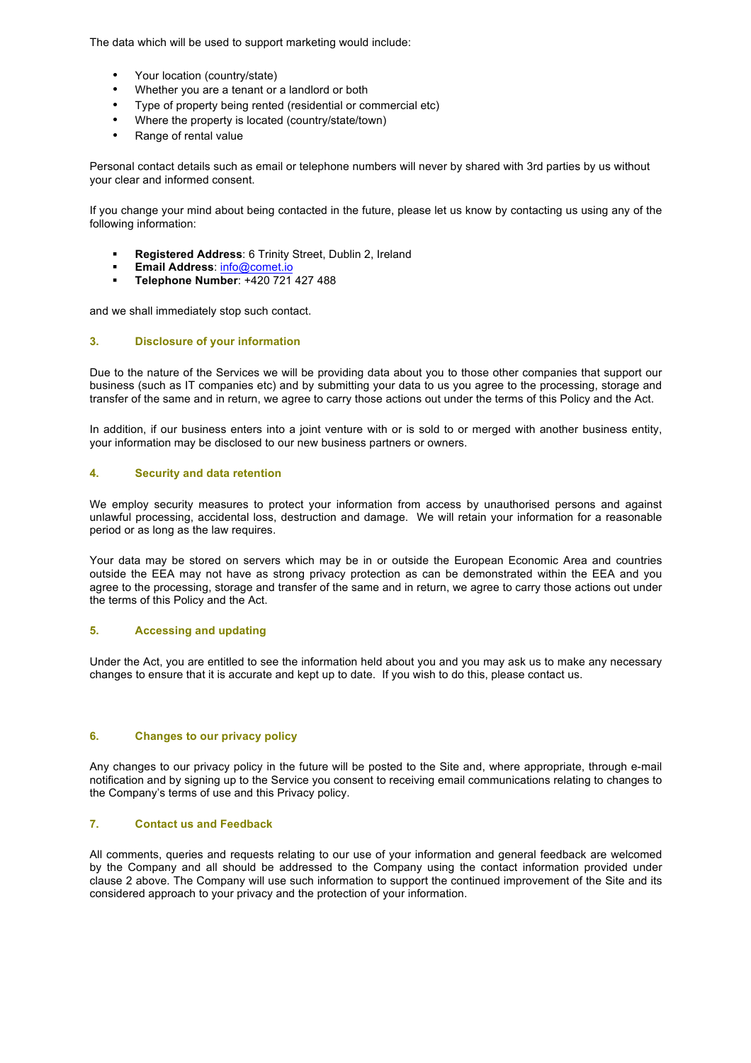The data which will be used to support marketing would include:

- Your location (country/state)
- Whether you are a tenant or a landlord or both
- Type of property being rented (residential or commercial etc)
- Where the property is located (country/state/town)
- Range of rental value

Personal contact details such as email or telephone numbers will never by shared with 3rd parties by us without your clear and informed consent.

If you change your mind about being contacted in the future, please let us know by contacting us using any of the following information:

- **Registered Address**: 6 Trinity Street, Dublin 2, Ireland
- **Email Address**: info@comet.io
- **Telephone Number**: +420 721 427 488

and we shall immediately stop such contact.

## 3. Disclosure of your information

Due to the nature of the Services we will be providing data about you to those other companies that support our business (such as IT companies etc) and by submitting your data to us you agree to the processing, storage and transfer of the same and in return, we agree to carry those actions out under the terms of this Policy and the Act.

In addition, if our business enters into a joint venture with or is sold to or merged with another business entity, your information may be disclosed to our new business partners or owners.

## 4. Security and data retention

We employ security measures to protect your information from access by unauthorised persons and against unlawful processing, accidental loss, destruction and damage. We will retain your information for a reasonable period or as long as the law requires.

Your data may be stored on servers which may be in or outside the European Economic Area and countries outside the EEA may not have as strong privacy protection as can be demonstrated within the EEA and you agree to the processing, storage and transfer of the same and in return, we agree to carry those actions out under the terms of this Policy and the Act.

## 5. Accessing and updating

Under the Act, you are entitled to see the information held about you and you may ask us to make any necessary changes to ensure that it is accurate and kept up to date. If you wish to do this, please contact us.

## 6. Changes to our privacy policy

Any changes to our privacy policy in the future will be posted to the Site and, where appropriate, through e-mail notification and by signing up to the Service you consent to receiving email communications relating to changes to the Company's terms of use and this Privacy policy.

## 7. Contact us and Feedback

All comments, queries and requests relating to our use of your information and general feedback are welcomed by the Company and all should be addressed to the Company using the contact information provided under clause 2 above. The Company will use such information to support the continued improvement of the Site and its considered approach to your privacy and the protection of your information.